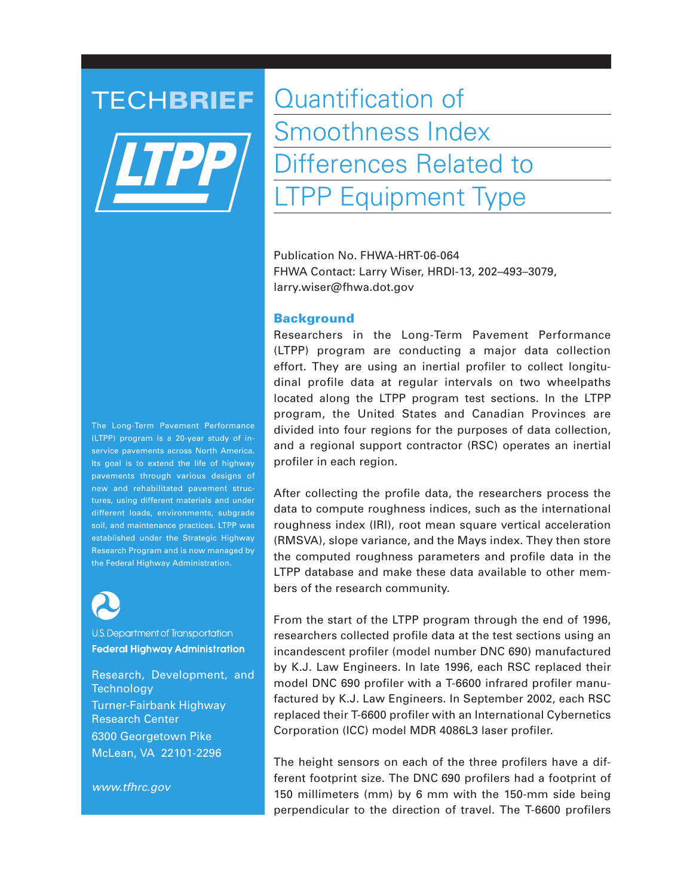TECHBRIEF

# Quantification of Smoothness Index Differences Related to LTPP Equipment Type

Publication No. FHWA-HRT-06-064
FHWA Contact: Larry Wiser, HRDI-13, 202–493–3079, larry.wiser@fhwa.dot.gov

## Background

Researchers in the Long-Term Pavement Performance (LTPP) program are conducting a major data collection effort. They are using an inertial profiler to collect longitudinal profile data at regular intervals on two wheelpaths located along the LTPP program test sections. In the LTPP program, the United States and Canadian Provinces are divided into four regions for the purposes of data collection, and a regional support contractor (RSC) operates an inertial profiler in each region.

After collecting the profile data, the researchers process the data to compute roughness indices, such as the international roughness index (IRI), root mean square vertical acceleration (RMSVA), slope variance, and the Mays index. They then store the computed roughness parameters and profile data in the LTPP database and make these data available to other members of the research community.

From the start of the LTPP program through the end of 1996, researchers collected profile data at the test sections using an incandescent profiler (model number DNC 690) manufactured by K.J. Law Engineers. In late 1996, each RSC replaced their model DNC 690 profiler with a T-6600 infrared profiler manufactured by K.J. Law Engineers. In September 2002, each RSC replaced their T-6600 profiler with an International Cybernetics Corporation (ICC) model MDR 4086L3 laser profiler.

The height sensors on each of the three profilers have a different footprint size. The DNC 690 profilers had a footprint of 150 millimeters (mm) by 6 mm with the 150-mm side being perpendicular to the direction of travel. The T-6600 profilers

The Long-Term Pavement Performance (LTPP) program is a 20-year study of in-service pavements across North America. Its goal is to extend the life of highway pavements through various designs of new and rehabilitated pavement structures, using different materials and under different loads, environments, subgrade soil, and maintenance practices. LTPP was established under the Strategic Highway Research Program and is now managed by the Federal Highway Administration.

U.S. Department of Transportation
**Federal Highway Administration**

Research, Development, and Technology
Turner-Fairbank Highway Research Center
6300 Georgetown Pike
McLean, VA 22101-2296

*www.tfhrc.gov*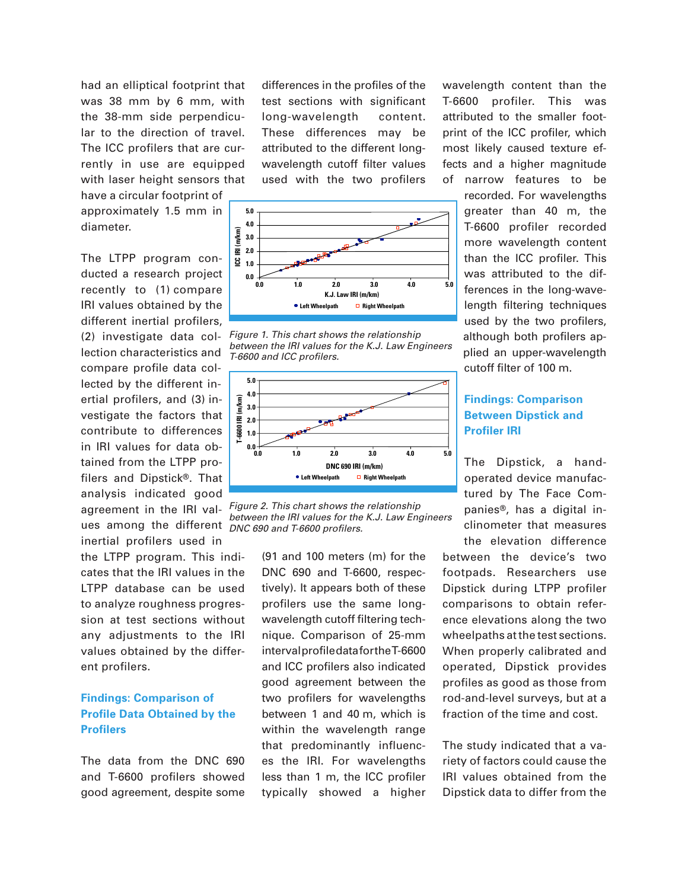had an elliptical footprint that was 38 mm by 6 mm, with the 38-mm side perpendicular to the direction of travel. The ICC profilers that are currently in use are equipped with laser height sensors that have a circular footprint of approximately 1.5 mm in diameter.

The LTPP program conducted a research project recently to (1) compare IRI values obtained by the different inertial profilers, (2) investigate data collection characteristics and compare profile data collected by the different inertial profilers, and (3) investigate the factors that contribute to differences in IRI values for data obtained from the LTPP profilers and Dipstick®. That analysis indicated good agreement in the IRI values among the different inertial profilers used in the LTPP program. This indicates that the IRI values in the LTPP database can be used to analyze roughness progression at test sections without any adjustments to the IRI values obtained by the different profilers.

### Findings: Comparison of Profile Data Obtained by the Profilers

The data from the DNC 690 and T-6600 profilers showed good agreement, despite some differences in the profiles of the test sections with significant long-wavelength content. These differences may be attributed to the different long-wavelength cutoff filter values used with the two profilers (91 and 100 meters (m) for the DNC 690 and T-6600, respectively). It appears both of these profilers use the same long-wavelength cutoff filtering technique. Comparison of 25-mm interval profile data for the T-6600 and ICC profilers also indicated good agreement between the two profilers for wavelengths between 1 and 40 m, which is within the wavelength range that predominantly influences the IRI. For wavelengths less than 1 m, the ICC profiler typically showed a higher wavelength content than the T-6600 profiler. This was attributed to the smaller footprint of the ICC profiler, which most likely caused texture effects and a higher magnitude of narrow features to be recorded. For wavelengths greater than 40 m, the T-6600 profiler recorded more wavelength content than the ICC profiler. This was attributed to the differences in the long-wavelength filtering techniques used by the two profilers, although both profilers applied an upper-wavelength cutoff filter of 100 m.

*Figure 1. This chart shows the relationship between the IRI values for the K.J. Law Engineers T-6600 and ICC profilers.*

*Figure 2. This chart shows the relationship between the IRI values for the K.J. Law Engineers DNC 690 and T-6600 profilers.*

### Findings: Comparison Between Dipstick and Profiler IRI

The Dipstick, a hand-operated device manufactured by The Face Companies®, has a digital inclinometer that measures the elevation difference between the device's two footpads. Researchers use Dipstick during LTPP profiler comparisons to obtain reference elevations along the two wheelpaths at the test sections. When properly calibrated and operated, Dipstick provides profiles as good as those from rod-and-level surveys, but at a fraction of the time and cost.

The study indicated that a variety of factors could cause the IRI values obtained from the Dipstick data to differ from the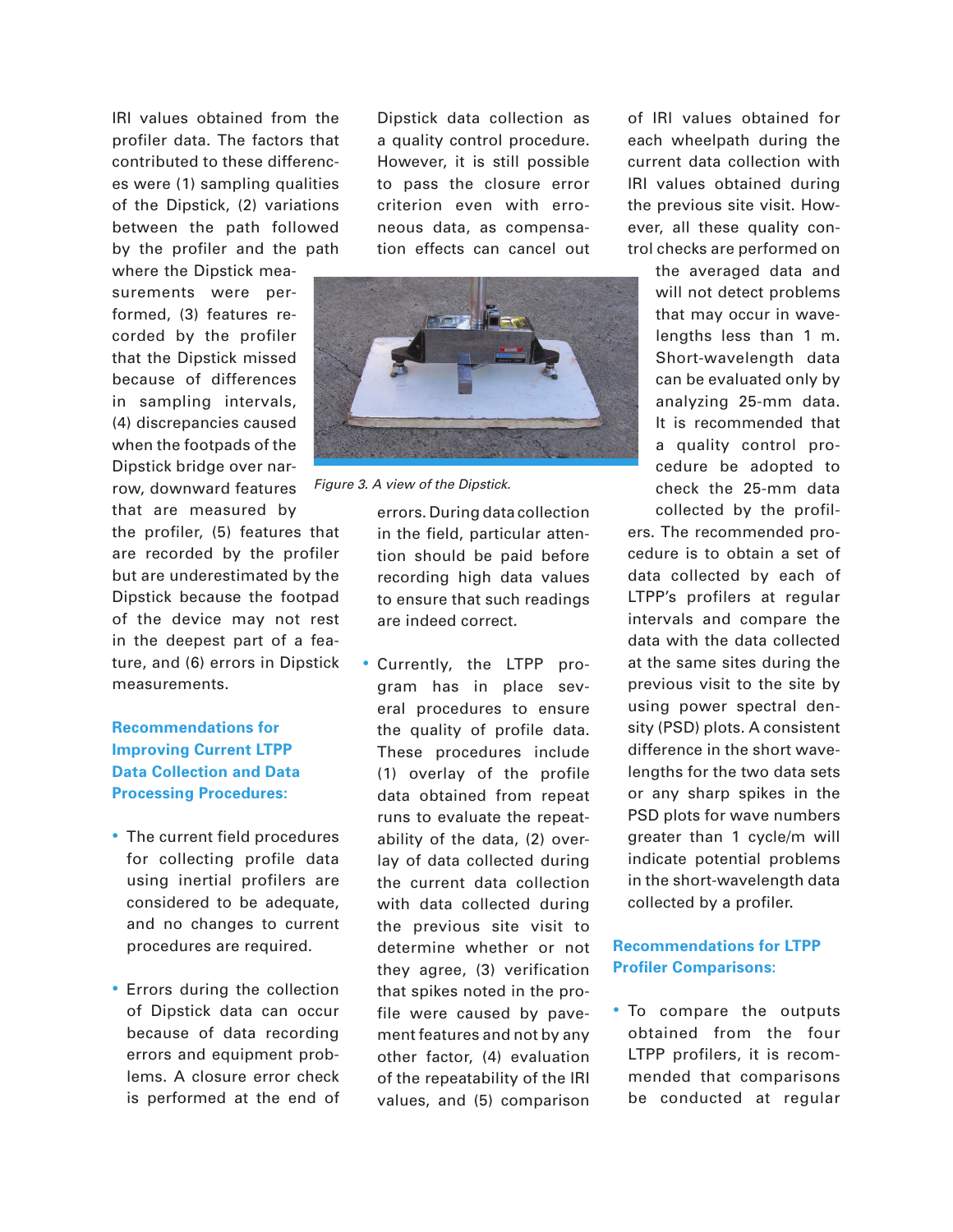IRI values obtained from the profiler data. The factors that contributed to these differences were (1) sampling qualities of the Dipstick, (2) variations between the path followed by the profiler and the path where the Dipstick measurements were performed, (3) features recorded by the profiler that the Dipstick missed because of differences in sampling intervals, (4) discrepancies caused when the footpads of the Dipstick bridge over narrow, downward features that are measured by the profiler, (5) features that are recorded by the profiler but are underestimated by the Dipstick because the footpad of the device may not rest in the deepest part of a feature, and (6) errors in Dipstick measurements.

### Recommendations for Improving Current LTPP Data Collection and Data Processing Procedures:

- The current field procedures for collecting profile data using inertial profilers are considered to be adequate, and no changes to current procedures are required.

- Errors during the collection of Dipstick data can occur because of data recording errors and equipment problems. A closure error check is performed at the end of Dipstick data collection as a quality control procedure. However, it is still possible to pass the closure error criterion even with erroneous data, as compensation effects can cancel out errors. During data collection in the field, particular attention should be paid before recording high data values to ensure that such readings are indeed correct.

*Figure 3. A view of the Dipstick.*

- Currently, the LTPP program has in place several procedures to ensure the quality of profile data. These procedures include (1) overlay of the profile data obtained from repeat runs to evaluate the repeatability of the data, (2) overlay of data collected during the current data collection with data collected during the previous site visit to determine whether or not they agree, (3) verification that spikes noted in the profile were caused by pavement features and not by any other factor, (4) evaluation of the repeatability of the IRI values, and (5) comparison of IRI values obtained for each wheelpath during the current data collection with IRI values obtained during the previous site visit. However, all these quality control checks are performed on the averaged data and will not detect problems that may occur in wavelengths less than 1 m. Short-wavelength data can be evaluated only by analyzing 25-mm data. It is recommended that a quality control procedure be adopted to check the 25-mm data collected by the profilers. The recommended procedure is to obtain a set of data collected by each of LTPP's profilers at regular intervals and compare the data with the data collected at the same sites during the previous visit to the site by using power spectral density (PSD) plots. A consistent difference in the short wavelengths for the two data sets or any sharp spikes in the PSD plots for wave numbers greater than 1 cycle/m will indicate potential problems in the short-wavelength data collected by a profiler.

### Recommendations for LTPP Profiler Comparisons:

- To compare the outputs obtained from the four LTPP profilers, it is recommended that comparisons be conducted at regular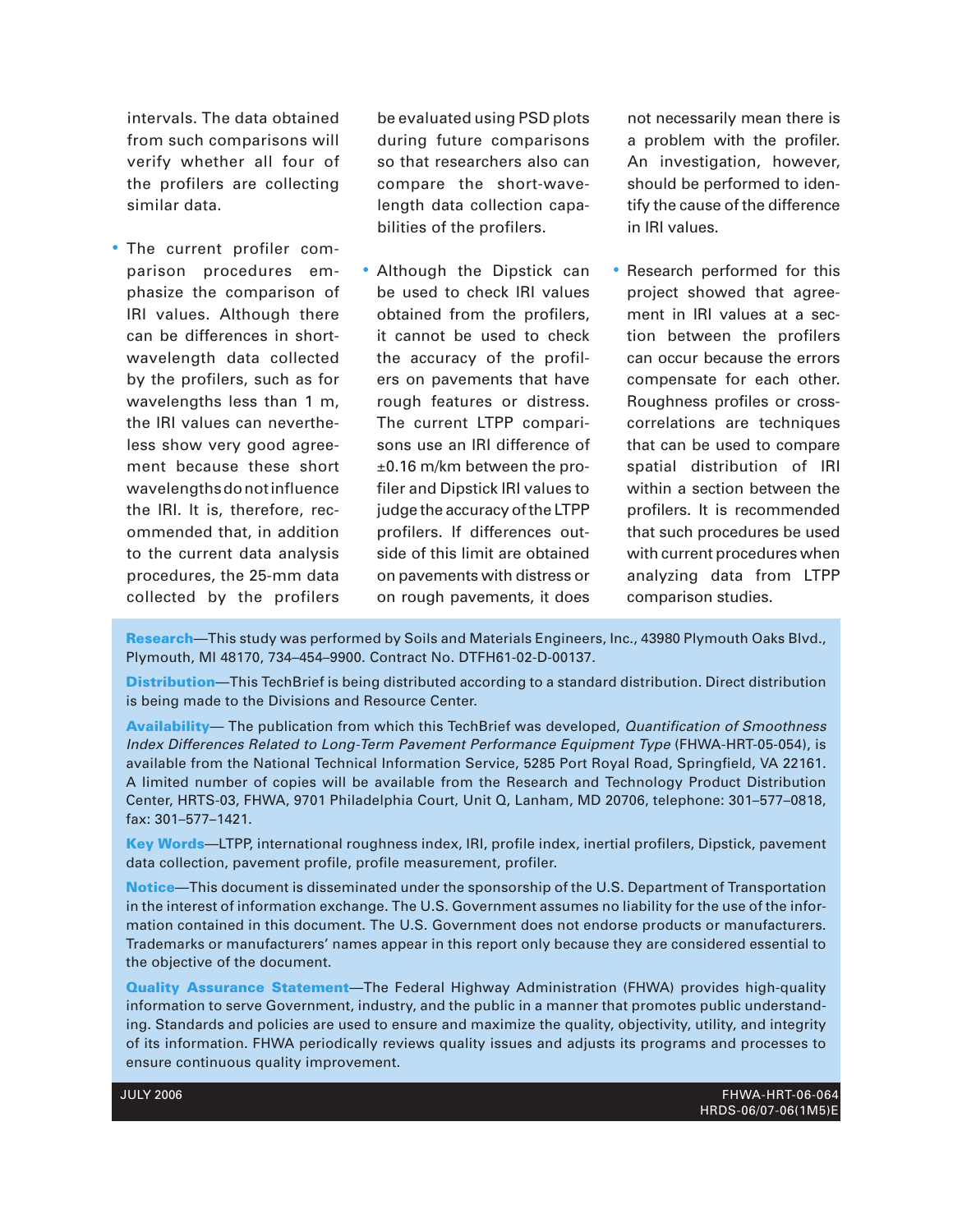intervals. The data obtained from such comparisons will verify whether all four of the profilers are collecting similar data.

- The current profiler comparison procedures emphasize the comparison of IRI values. Although there can be differences in short-wavelength data collected by the profilers, such as for wavelengths less than 1 m, the IRI values can nevertheless show very good agreement because these short wavelengths do not influence the IRI. It is, therefore, recommended that, in addition to the current data analysis procedures, the 25-mm data collected by the profilers be evaluated using PSD plots during future comparisons so that researchers also can compare the short-wavelength data collection capabilities of the profilers.
- Although the Dipstick can be used to check IRI values obtained from the profilers, it cannot be used to check the accuracy of the profilers on pavements that have rough features or distress. The current LTPP comparisons use an IRI difference of ±0.16 m/km between the profiler and Dipstick IRI values to judge the accuracy of the LTPP profilers. If differences outside of this limit are obtained on pavements with distress or on rough pavements, it does not necessarily mean there is a problem with the profiler. An investigation, however, should be performed to identify the cause of the difference in IRI values.
- Research performed for this project showed that agreement in IRI values at a section between the profilers can occur because the errors compensate for each other. Roughness profiles or cross-correlations are techniques that can be used to compare spatial distribution of IRI within a section between the profilers. It is recommended that such procedures be used with current procedures when analyzing data from LTPP comparison studies.

**Research**—This study was performed by Soils and Materials Engineers, Inc., 43980 Plymouth Oaks Blvd., Plymouth, MI 48170, 734–454–9900. Contract No. DTFH61-02-D-00137.

**Distribution**—This TechBrief is being distributed according to a standard distribution. Direct distribution is being made to the Divisions and Resource Center.

**Availability**— The publication from which this TechBrief was developed, *Quantification of Smoothness Index Differences Related to Long-Term Pavement Performance Equipment Type* (FHWA-HRT-05-054), is available from the National Technical Information Service, 5285 Port Royal Road, Springfield, VA 22161. A limited number of copies will be available from the Research and Technology Product Distribution Center, HRTS-03, FHWA, 9701 Philadelphia Court, Unit Q, Lanham, MD 20706, telephone: 301–577–0818, fax: 301–577–1421.

**Key Words**—LTPP, international roughness index, IRI, profile index, inertial profilers, Dipstick, pavement data collection, pavement profile, profile measurement, profiler.

**Notice**—This document is disseminated under the sponsorship of the U.S. Department of Transportation in the interest of information exchange. The U.S. Government assumes no liability for the use of the information contained in this document. The U.S. Government does not endorse products or manufacturers. Trademarks or manufacturers' names appear in this report only because they are considered essential to the objective of the document.

**Quality Assurance Statement**—The Federal Highway Administration (FHWA) provides high-quality information to serve Government, industry, and the public in a manner that promotes public understanding. Standards and policies are used to ensure and maximize the quality, objectivity, utility, and integrity of its information. FHWA periodically reviews quality issues and adjusts its programs and processes to ensure continuous quality improvement.

JULY 2006

FHWA-HRT-06-064
HRDS-06/07-06(1M5)E